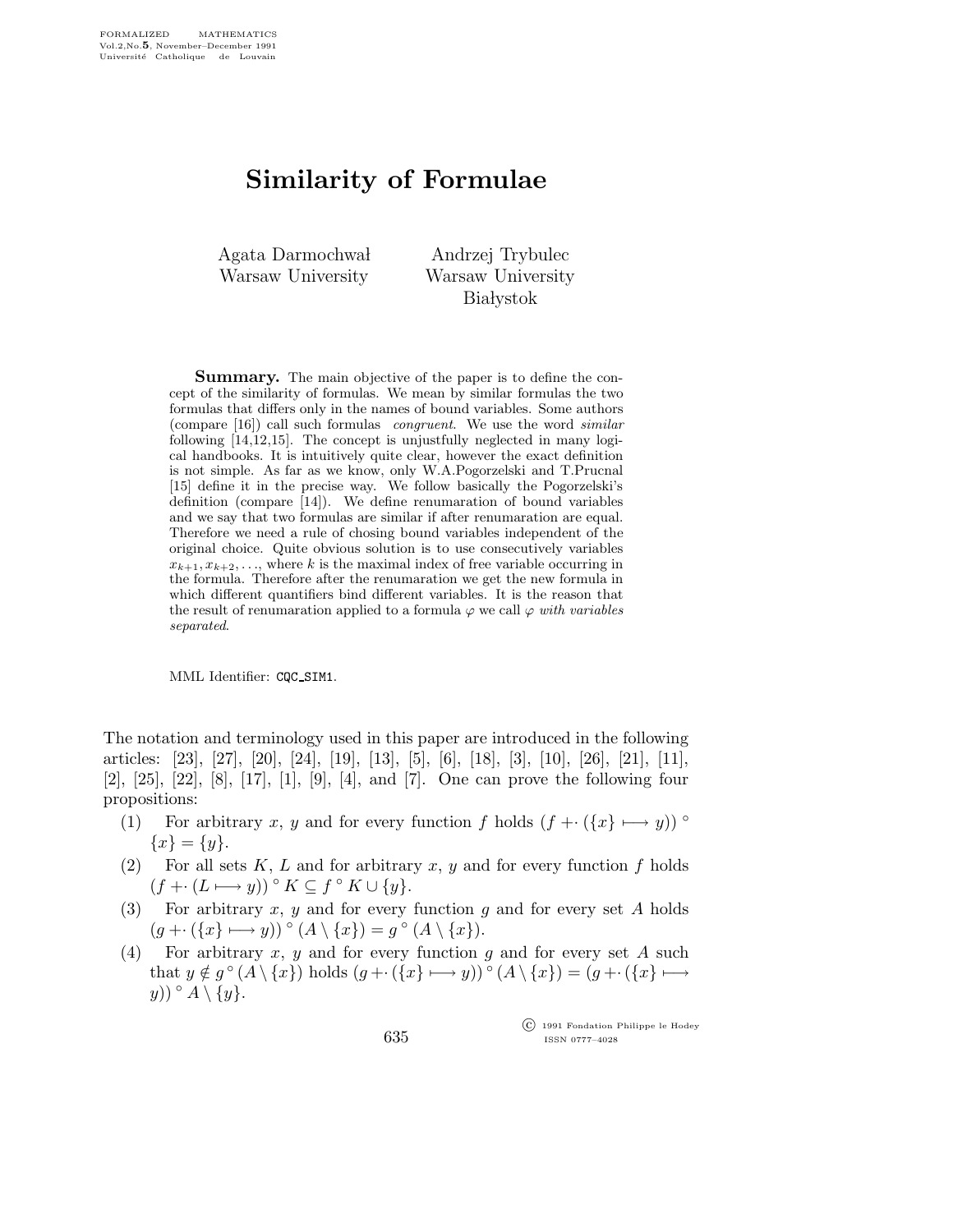# Similarity of Formulae

Agata Darmochwał
Warsaw University

Andrzej Trybulec
Warsaw University
Białystok

**Summary.** The main objective of the paper is to define the concept of the similarity of formulas. We mean by similar formulas the two formulas that differs only in the names of bound variables. Some authors (compare [16]) call such formulas *congruent*. We use the word *similar* following [14,12,15]. The concept is unjustfully neglected in many logical handbooks. It is intuitively quite clear, however the exact definition is not simple. As far as we know, only W.A.Pogorzelski and T.Prucnal [15] define it in the precise way. We follow basically the Pogorzelski's definition (compare [14]). We define renumaration of bound variables and we say that two formulas are similar if after renumaration are equal. Therefore we need a rule of chosing bound variables independent of the original choice. Quite obvious solution is to use consecutively variables $x_{k+1}, x_{k+2}, \ldots$, where $k$ is the maximal index of free variable occurring in the formula. Therefore after the renumaration we get the new formula in which different quantifiers bind different variables. It is the reason that the result of renumaration applied to a formula $\varphi$ we call $\varphi$ *with variables separated*.

MML Identifier: CQC_SIM1.

The notation and terminology used in this paper are introduced in the following articles: [23], [27], [20], [24], [19], [13], [5], [6], [18], [3], [10], [26], [21], [11], [2], [25], [22], [8], [17], [1], [9], [4], and [7]. One can prove the following four propositions:

(1) For arbitrary $x$, $y$ and for every function $f$ holds $(f +\cdot (\{x\} \longmapsto y)) \circ \{x\} = \{y\}$.

(2) For all sets $K$, $L$ and for arbitrary $x$, $y$ and for every function $f$ holds $(f +\cdot (L \longmapsto y)) \circ K \subseteq f \circ K \cup \{y\}$.

(3) For arbitrary $x$, $y$ and for every function $g$ and for every set $A$ holds $(g +\cdot (\{x\} \longmapsto y)) \circ (A \setminus \{x\}) = g \circ (A \setminus \{x\})$.

(4) For arbitrary $x$, $y$ and for every function $g$ and for every set $A$ such that $y \notin g \circ (A \setminus \{x\})$ holds $(g +\cdot (\{x\} \longmapsto y)) \circ (A \setminus \{x\}) = (g +\cdot (\{x\} \longmapsto y)) \circ A \setminus \{y\}$.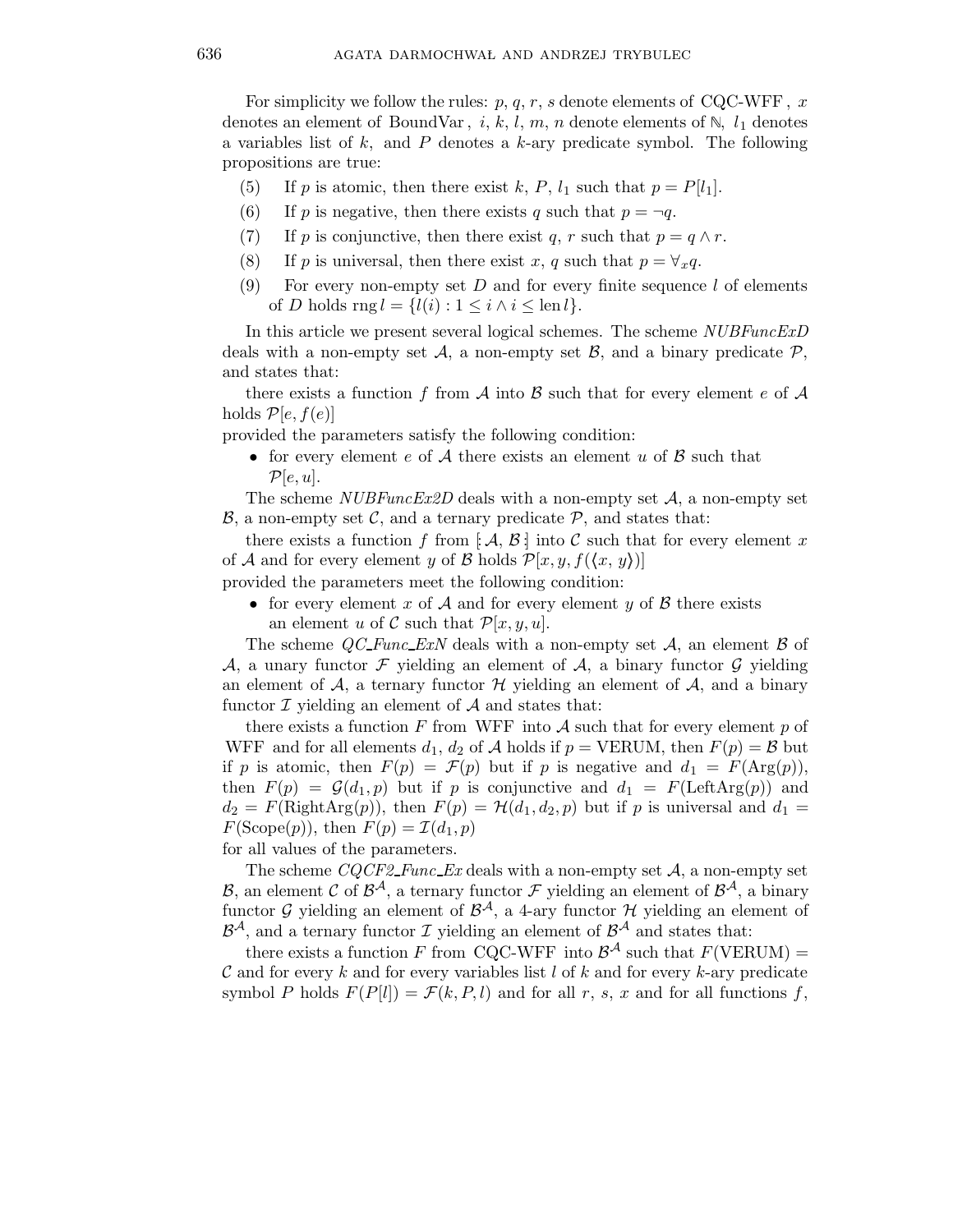For simplicity we follow the rules: $p$, $q$, $r$, $s$ denote elements of CQC-WFF, $x$ denotes an element of BoundVar, $i$, $k$, $l$, $m$, $n$ denote elements of $\mathbb{N}$, $l_1$ denotes a variables list of $k$, and $P$ denotes a $k$-ary predicate symbol. The following propositions are true:

(5) If $p$ is atomic, then there exist $k$, $P$, $l_1$ such that $p = P[l_1]$.

(6) If $p$ is negative, then there exists $q$ such that $p = \neg q$.

(7) If $p$ is conjunctive, then there exist $q$, $r$ such that $p = q \wedge r$.

(8) If $p$ is universal, then there exist $x$, $q$ such that $p = \forall_x q$.

(9) For every non-empty set $D$ and for every finite sequence $l$ of elements of $D$ holds $\operatorname{rng} l = \{l(i) : 1 \leq i \wedge i \leq \operatorname{len} l\}$.

In this article we present several logical schemes. The scheme *NUBFuncExD* deals with a non-empty set $\mathcal{A}$, a non-empty set $\mathcal{B}$, and a binary predicate $\mathcal{P}$, and states that:

there exists a function $f$ from $\mathcal{A}$ into $\mathcal{B}$ such that for every element $e$ of $\mathcal{A}$ holds $\mathcal{P}[e, f(e)]$

provided the parameters satisfy the following condition:

- for every element $e$ of $\mathcal{A}$ there exists an element $u$ of $\mathcal{B}$ such that $\mathcal{P}[e, u]$.

The scheme *NUBFuncEx2D* deals with a non-empty set $\mathcal{A}$, a non-empty set $\mathcal{B}$, a non-empty set $\mathcal{C}$, and a ternary predicate $\mathcal{P}$, and states that:

there exists a function $f$ from $[\!: \mathcal{A}, \mathcal{B} :\!]$ into $\mathcal{C}$ such that for every element $x$ of $\mathcal{A}$ and for every element $y$ of $\mathcal{B}$ holds $\mathcal{P}[x, y, f(\langle x, y \rangle)]$

provided the parameters meet the following condition:

- for every element $x$ of $\mathcal{A}$ and for every element $y$ of $\mathcal{B}$ there exists an element $u$ of $\mathcal{C}$ such that $\mathcal{P}[x, y, u]$.

The scheme *QC_Func_ExN* deals with a non-empty set $\mathcal{A}$, an element $\mathcal{B}$ of $\mathcal{A}$, a unary functor $\mathcal{F}$ yielding an element of $\mathcal{A}$, a binary functor $\mathcal{G}$ yielding an element of $\mathcal{A}$, a ternary functor $\mathcal{H}$ yielding an element of $\mathcal{A}$, and a binary functor $\mathcal{I}$ yielding an element of $\mathcal{A}$ and states that:

there exists a function $F$ from WFF into $\mathcal{A}$ such that for every element $p$ of WFF and for all elements $d_1$, $d_2$ of $\mathcal{A}$ holds if $p = \text{VERUM}$, then $F(p) = \mathcal{B}$ but if $p$ is atomic, then $F(p) = \mathcal{F}(p)$ but if $p$ is negative and $d_1 = F(\text{Arg}(p))$, then $F(p) = \mathcal{G}(d_1, p)$ but if $p$ is conjunctive and $d_1 = F(\text{LeftArg}(p))$ and $d_2 = F(\text{RightArg}(p))$, then $F(p) = \mathcal{H}(d_1, d_2, p)$ but if $p$ is universal and $d_1 = F(\text{Scope}(p))$, then $F(p) = \mathcal{I}(d_1, p)$

for all values of the parameters.

The scheme *CQCF2_Func_Ex* deals with a non-empty set $\mathcal{A}$, a non-empty set $\mathcal{B}$, an element $\mathcal{C}$ of $\mathcal{B}^{\mathcal{A}}$, a ternary functor $\mathcal{F}$ yielding an element of $\mathcal{B}^{\mathcal{A}}$, a binary functor $\mathcal{G}$ yielding an element of $\mathcal{B}^{\mathcal{A}}$, a 4-ary functor $\mathcal{H}$ yielding an element of $\mathcal{B}^{\mathcal{A}}$, and a ternary functor $\mathcal{I}$ yielding an element of $\mathcal{B}^{\mathcal{A}}$ and states that:

there exists a function $F$ from CQC-WFF into $\mathcal{B}^{\mathcal{A}}$ such that $F(\text{VERUM}) = \mathcal{C}$ and for every $k$ and for every variables list $l$ of $k$ and for every $k$-ary predicate symbol $P$ holds $F(P[l]) = \mathcal{F}(k, P, l)$ and for all $r$, $s$, $x$ and for all functions $f$,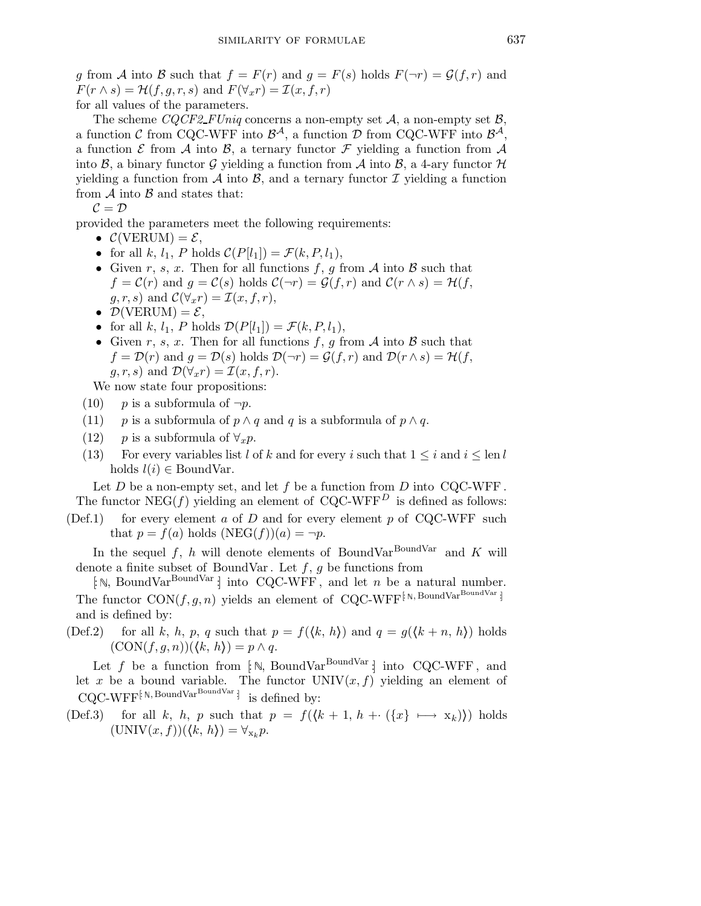$g$ from $\mathcal{A}$ into $\mathcal{B}$ such that $f = F(r)$ and $g = F(s)$ holds $F(\neg r) = \mathcal{G}(f, r)$ and $F(r \wedge s) = \mathcal{H}(f, g, r, s)$ and $F(\forall_x r) = \mathcal{I}(x, f, r)$

for all values of the parameters.

The scheme *CQCF2_FUniq* concerns a non-empty set $\mathcal{A}$, a non-empty set $\mathcal{B}$, a function $\mathcal{C}$ from CQC-WFF into $\mathcal{B}^{\mathcal{A}}$, a function $\mathcal{D}$ from CQC-WFF into $\mathcal{B}^{\mathcal{A}}$, a function $\mathcal{E}$ from $\mathcal{A}$ into $\mathcal{B}$, a ternary functor $\mathcal{F}$ yielding a function from $\mathcal{A}$ into $\mathcal{B}$, a binary functor $\mathcal{G}$ yielding a function from $\mathcal{A}$ into $\mathcal{B}$, a 4-ary functor $\mathcal{H}$ yielding a function from $\mathcal{A}$ into $\mathcal{B}$, and a ternary functor $\mathcal{I}$ yielding a function from $\mathcal{A}$ into $\mathcal{B}$ and states that:

$\mathcal{C} = \mathcal{D}$

provided the parameters meet the following requirements:

- $\mathcal{C}(\mathrm{VERUM}) = \mathcal{E}$,
- for all $k$, $l_1$, $P$ holds $\mathcal{C}(P[l_1]) = \mathcal{F}(k, P, l_1)$,
- Given $r$, $s$, $x$. Then for all functions $f$, $g$ from $\mathcal{A}$ into $\mathcal{B}$ such that $f = \mathcal{C}(r)$ and $g = \mathcal{C}(s)$ holds $\mathcal{C}(\neg r) = \mathcal{G}(f, r)$ and $\mathcal{C}(r \wedge s) = \mathcal{H}(f, g, r, s)$ and $\mathcal{C}(\forall_x r) = \mathcal{I}(x, f, r)$,
- $\mathcal{D}(\mathrm{VERUM}) = \mathcal{E}$,
- for all $k$, $l_1$, $P$ holds $\mathcal{D}(P[l_1]) = \mathcal{F}(k, P, l_1)$,
- Given $r$, $s$, $x$. Then for all functions $f$, $g$ from $\mathcal{A}$ into $\mathcal{B}$ such that $f = \mathcal{D}(r)$ and $g = \mathcal{D}(s)$ holds $\mathcal{D}(\neg r) = \mathcal{G}(f, r)$ and $\mathcal{D}(r \wedge s) = \mathcal{H}(f, g, r, s)$ and $\mathcal{D}(\forall_x r) = \mathcal{I}(x, f, r)$.

We now state four propositions:

(10) $p$ is a subformula of $\neg p$.

(11) $p$ is a subformula of $p \wedge q$ and $q$ is a subformula of $p \wedge q$.

(12) $p$ is a subformula of $\forall_x p$.

(13) For every variables list $l$ of $k$ and for every $i$ such that $1 \leq i$ and $i \leq \operatorname{len} l$ holds $l(i) \in \mathrm{BoundVar}$.

Let $D$ be a non-empty set, and let $f$ be a function from $D$ into CQC-WFF. The functor $\mathrm{NEG}(f)$ yielding an element of $\text{CQC-WFF}^{D}$ is defined as follows:

(Def.1) for every element $a$ of $D$ and for every element $p$ of CQC-WFF such that $p = f(a)$ holds $(\mathrm{NEG}(f))(a) = \neg p$.

In the sequel $f$, $h$ will denote elements of $\mathrm{BoundVar}^{\mathrm{BoundVar}}$ and $K$ will denote a finite subset of BoundVar. Let $f$, $g$ be functions from $[: \mathbb{N}, \mathrm{BoundVar}^{\mathrm{BoundVar}} :]$ into CQC-WFF, and let $n$ be a natural number. The functor $\mathrm{CON}(f, g, n)$ yields an element of $\text{CQC-WFF}^{[: \mathbb{N}, \mathrm{BoundVar}^{\mathrm{BoundVar}} :]}$ and is defined by:

(Def.2) for all $k$, $h$, $p$, $q$ such that $p = f(\langle k, h \rangle)$ and $q = g(\langle k + n, h \rangle)$ holds $(\mathrm{CON}(f, g, n))(\langle k, h \rangle) = p \wedge q$.

Let $f$ be a function from $[: \mathbb{N}, \mathrm{BoundVar}^{\mathrm{BoundVar}} :]$ into CQC-WFF, and let $x$ be a bound variable. The functor $\mathrm{UNIV}(x, f)$ yielding an element of $\text{CQC-WFF}^{[: \mathbb{N}, \mathrm{BoundVar}^{\mathrm{BoundVar}} :]}$ is defined by:

(Def.3) for all $k$, $h$, $p$ such that $p = f(\langle k + 1, h +\cdot (\{x\} \longmapsto \mathrm{x}_k) \rangle)$ holds $(\mathrm{UNIV}(x, f))(\langle k, h \rangle) = \forall_{\mathrm{x}_k} p$.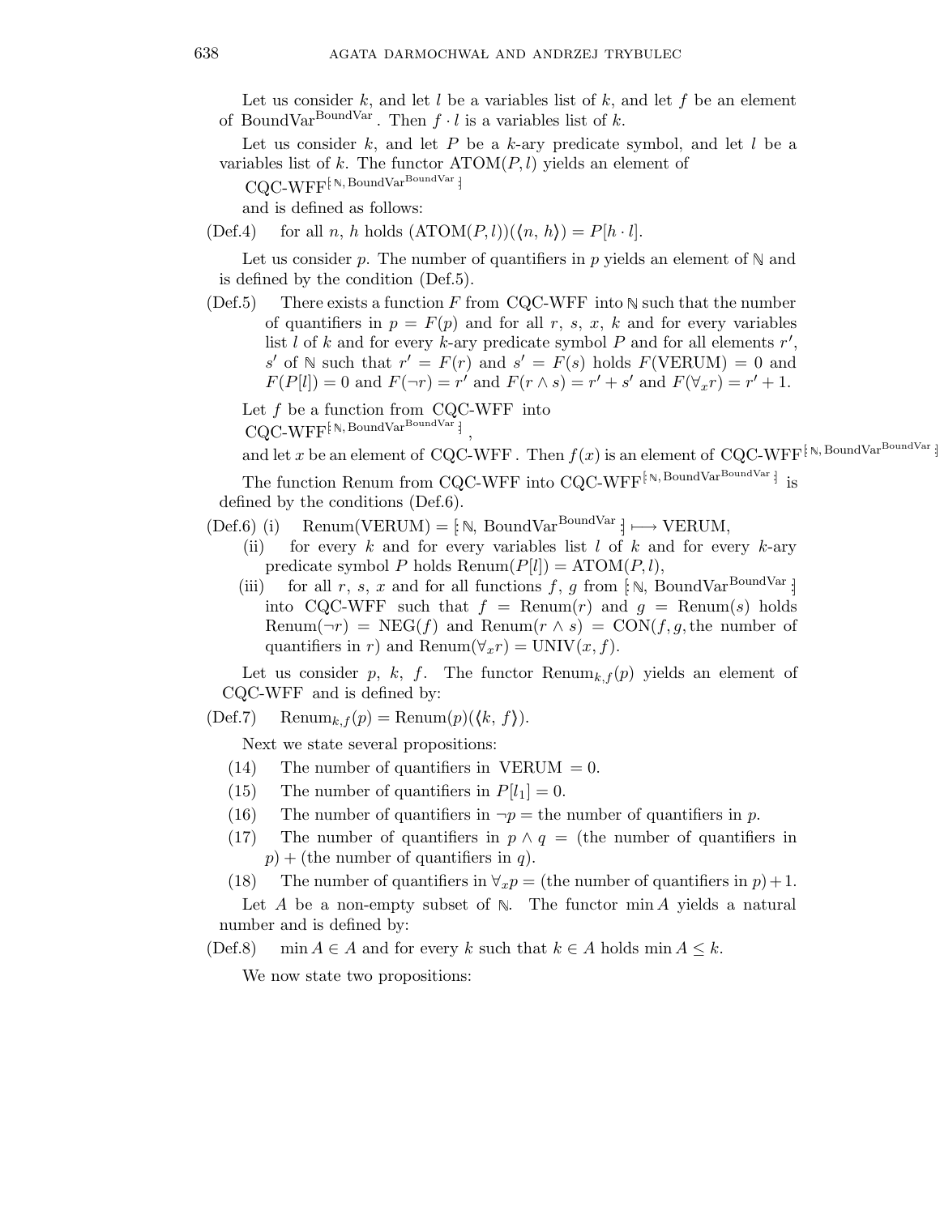Let us consider $k$, and let $l$ be a variables list of $k$, and let $f$ be an element of $\mathrm{BoundVar}^{\mathrm{BoundVar}}$. Then $f \cdot l$ is a variables list of $k$.

Let us consider $k$, and let $P$ be a $k$-ary predicate symbol, and let $l$ be a variables list of $k$. The functor $\mathrm{ATOM}(P, l)$ yields an element of

$\mathrm{CQC\text{-}WFF}^{[:\mathbb{N},\, \mathrm{BoundVar}^{\mathrm{BoundVar}}:]}$

and is defined as follows:

(Def.4) for all $n$, $h$ holds $(\mathrm{ATOM}(P, l))(\langle n, h \rangle) = P[h \cdot l]$.

Let us consider $p$. The number of quantifiers in $p$ yields an element of $\mathbb{N}$ and is defined by the condition (Def.5).

(Def.5) There exists a function $F$ from CQC-WFF into $\mathbb{N}$ such that the number of quantifiers in $p = F(p)$ and for all $r$, $s$, $x$, $k$ and for every variables list $l$ of $k$ and for every $k$-ary predicate symbol $P$ and for all elements $r'$, $s'$ of $\mathbb{N}$ such that $r' = F(r)$ and $s' = F(s)$ holds $F(\mathrm{VERUM}) = 0$ and $F(P[l]) = 0$ and $F(\neg r) = r'$ and $F(r \wedge s) = r' + s'$ and $F(\forall_x r) = r' + 1$.

Let $f$ be a function from CQC-WFF into

$\mathrm{CQC\text{-}WFF}^{[:\mathbb{N},\, \mathrm{BoundVar}^{\mathrm{BoundVar}}:]}$,

and let $x$ be an element of CQC-WFF. Then $f(x)$ is an element of $\mathrm{CQC\text{-}WFF}^{[:\mathbb{N},\, \mathrm{BoundVar}^{\mathrm{BoundVar}}:]}$

The function Renum from CQC-WFF into $\mathrm{CQC\text{-}WFF}^{[:\mathbb{N},\, \mathrm{BoundVar}^{\mathrm{BoundVar}}:]}$ is defined by the conditions (Def.6).

(Def.6) (i) $\mathrm{Renum}(\mathrm{VERUM}) = [:\mathbb{N}, \mathrm{BoundVar}^{\mathrm{BoundVar}}:] \longmapsto \mathrm{VERUM}$,

(ii) for every $k$ and for every variables list $l$ of $k$ and for every $k$-ary predicate symbol $P$ holds $\mathrm{Renum}(P[l]) = \mathrm{ATOM}(P, l)$,

(iii) for all $r$, $s$, $x$ and for all functions $f$, $g$ from $[:\mathbb{N}, \mathrm{BoundVar}^{\mathrm{BoundVar}}:]$ into CQC-WFF such that $f = \mathrm{Renum}(r)$ and $g = \mathrm{Renum}(s)$ holds $\mathrm{Renum}(\neg r) = \mathrm{NEG}(f)$ and $\mathrm{Renum}(r \wedge s) = \mathrm{CON}(f, g,$ the number of quantifiers in $r)$ and $\mathrm{Renum}(\forall_x r) = \mathrm{UNIV}(x, f)$.

Let us consider $p$, $k$, $f$. The functor $\mathrm{Renum}_{k,f}(p)$ yields an element of CQC-WFF and is defined by:

(Def.7) $\mathrm{Renum}_{k,f}(p) = \mathrm{Renum}(p)(\langle k, f \rangle)$.

Next we state several propositions:

(14) The number of quantifiers in VERUM $= 0$.

(15) The number of quantifiers in $P[l_1] = 0$.

(16) The number of quantifiers in $\neg p =$ the number of quantifiers in $p$.

(17) The number of quantifiers in $p \wedge q =$ (the number of quantifiers in $p$) $+$ (the number of quantifiers in $q$).

(18) The number of quantifiers in $\forall_x p =$ (the number of quantifiers in $p$) $+ 1$.

Let $A$ be a non-empty subset of $\mathbb{N}$. The functor $\min A$ yields a natural number and is defined by:

(Def.8) $\min A \in A$ and for every $k$ such that $k \in A$ holds $\min A \leq k$.

We now state two propositions: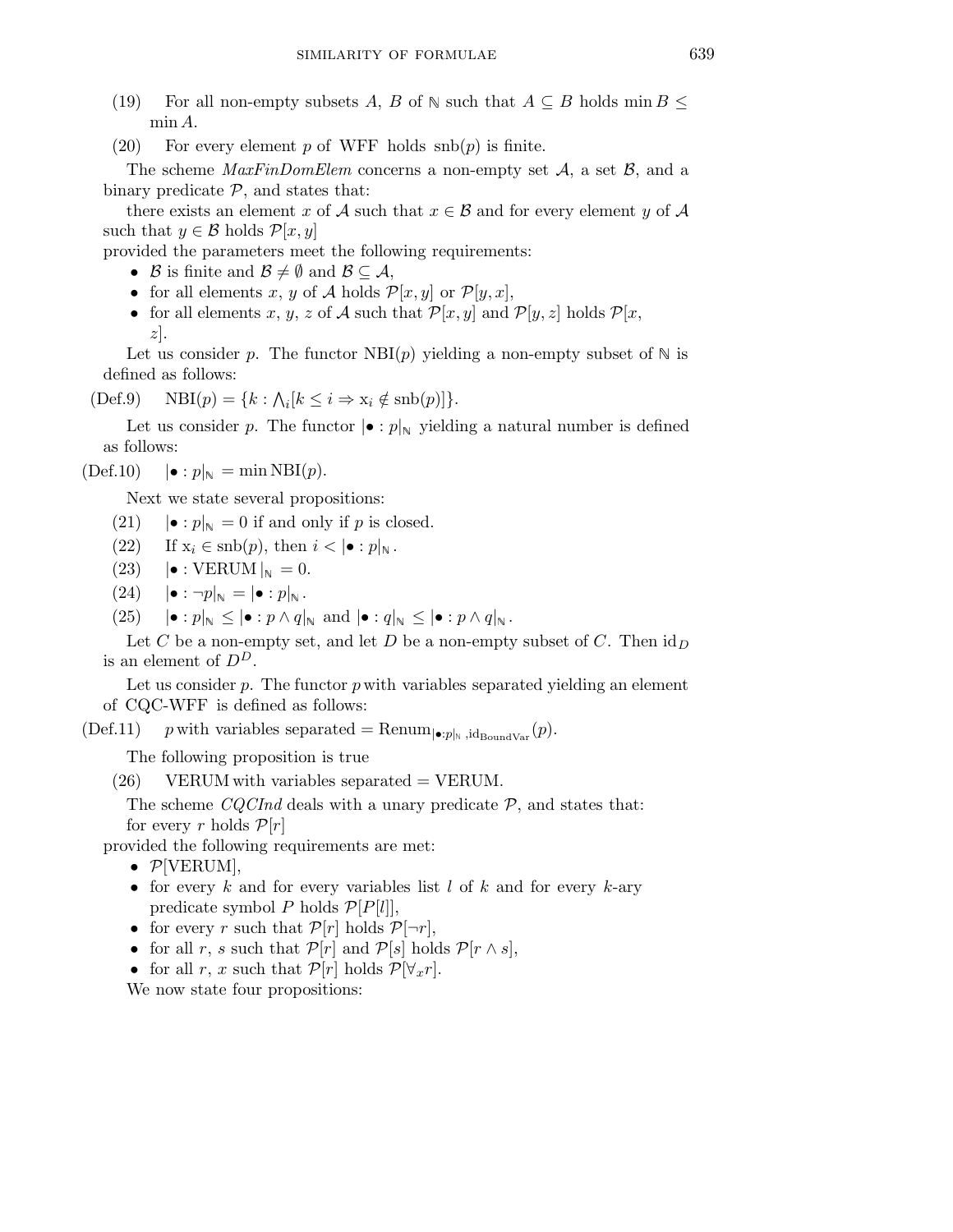(19) For all non-empty subsets $A$, $B$ of $\mathbb{N}$ such that $A \subseteq B$ holds $\min B \leq \min A$.

(20) For every element $p$ of WFF holds $\operatorname{snb}(p)$ is finite.

The scheme *MaxFinDomElem* concerns a non-empty set $\mathcal{A}$, a set $\mathcal{B}$, and a binary predicate $\mathcal{P}$, and states that:

there exists an element $x$ of $\mathcal{A}$ such that $x \in \mathcal{B}$ and for every element $y$ of $\mathcal{A}$ such that $y \in \mathcal{B}$ holds $\mathcal{P}[x, y]$

provided the parameters meet the following requirements:

- $\mathcal{B}$ is finite and $\mathcal{B} \neq \emptyset$ and $\mathcal{B} \subseteq \mathcal{A}$,
- for all elements $x$, $y$ of $\mathcal{A}$ holds $\mathcal{P}[x, y]$ or $\mathcal{P}[y, x]$,
- for all elements $x$, $y$, $z$ of $\mathcal{A}$ such that $\mathcal{P}[x, y]$ and $\mathcal{P}[y, z]$ holds $\mathcal{P}[x, z]$.

Let us consider $p$. The functor $\operatorname{NBI}(p)$ yielding a non-empty subset of $\mathbb{N}$ is defined as follows:

(Def.9) $\operatorname{NBI}(p) = \{k : \bigwedge_i [k \leq i \Rightarrow \mathrm{x}_i \notin \operatorname{snb}(p)]\}$.

Let us consider $p$. The functor $|\bullet : p|_{\mathbb{N}}$ yielding a natural number is defined as follows:

(Def.10) $|\bullet : p|_{\mathbb{N}} = \min \operatorname{NBI}(p)$.

Next we state several propositions:

(21) $|\bullet : p|_{\mathbb{N}} = 0$ if and only if $p$ is closed.

(22) If $\mathrm{x}_i \in \operatorname{snb}(p)$, then $i < |\bullet : p|_{\mathbb{N}}$.

(23) $|\bullet : \mathrm{VERUM}|_{\mathbb{N}} = 0$.

(24) $|\bullet : \neg p|_{\mathbb{N}} = |\bullet : p|_{\mathbb{N}}$.

(25) $|\bullet : p|_{\mathbb{N}} \leq |\bullet : p \wedge q|_{\mathbb{N}}$ and $|\bullet : q|_{\mathbb{N}} \leq |\bullet : p \wedge q|_{\mathbb{N}}$.

Let $C$ be a non-empty set, and let $D$ be a non-empty subset of $C$. Then $\mathrm{id}_D$ is an element of $D^D$.

Let us consider $p$. The functor $p$ with variables separated yielding an element of CQC-WFF is defined as follows:

(Def.11) $p$ with variables separated $= \operatorname{Renum}_{|\bullet:p|_{\mathbb{N}}, \mathrm{id}_{\mathrm{BoundVar}}}(p)$.

The following proposition is true

(26) VERUM with variables separated = VERUM.

The scheme *CQCInd* deals with a unary predicate $\mathcal{P}$, and states that:

for every $r$ holds $\mathcal{P}[r]$

provided the following requirements are met:

- $\mathcal{P}[\mathrm{VERUM}]$,
- for every $k$ and for every variables list $l$ of $k$ and for every $k$-ary predicate symbol $P$ holds $\mathcal{P}[P[l]]$,
- for every $r$ such that $\mathcal{P}[r]$ holds $\mathcal{P}[\neg r]$,
- for all $r$, $s$ such that $\mathcal{P}[r]$ and $\mathcal{P}[s]$ holds $\mathcal{P}[r \wedge s]$,
- for all $r$, $x$ such that $\mathcal{P}[r]$ holds $\mathcal{P}[\forall_x r]$.

We now state four propositions: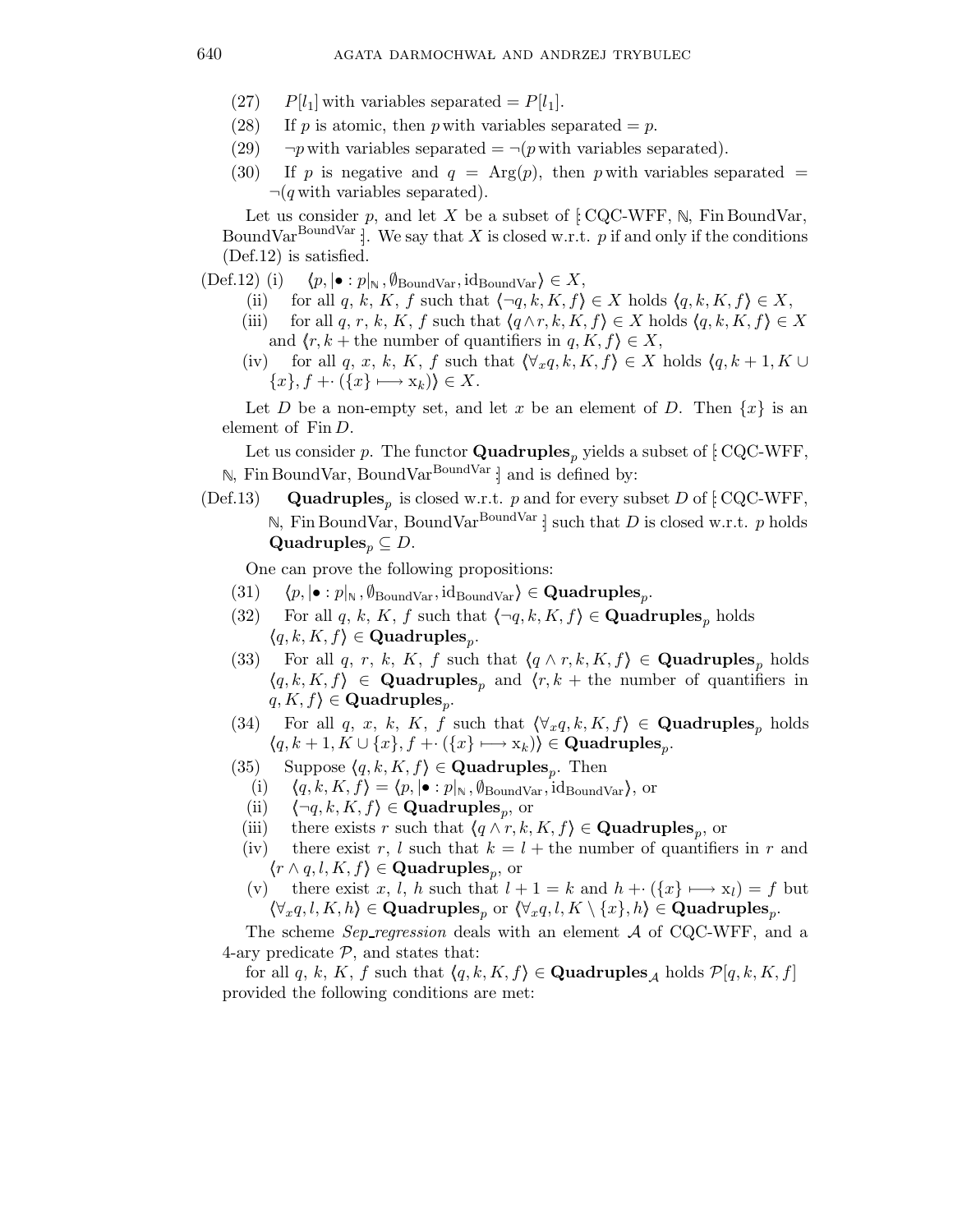(27) $P[l_1]$ with variables separated $= P[l_1]$.

(28) If $p$ is atomic, then $p$ with variables separated $= p$.

(29) $\neg p$ with variables separated $= \neg(p$ with variables separated$)$.

(30) If $p$ is negative and $q = \mathrm{Arg}(p)$, then $p$ with variables separated $= \neg(q$ with variables separated$)$.

Let us consider $p$, and let $X$ be a subset of $[\!:$ CQC-WFF, $\mathbb{N}$, Fin BoundVar, $\mathrm{BoundVar}^{\mathrm{BoundVar}} :\!]$. We say that $X$ is closed w.r.t. $p$ if and only if the conditions (Def.12) is satisfied.

(Def.12) (i) $\langle p, |\bullet : p|_{\mathbb{N}}, \emptyset_{\mathrm{BoundVar}}, \mathrm{id}_{\mathrm{BoundVar}} \rangle \in X$,

(ii) for all $q$, $k$, $K$, $f$ such that $\langle \neg q, k, K, f \rangle \in X$ holds $\langle q, k, K, f \rangle \in X$,

(iii) for all $q$, $r$, $k$, $K$, $f$ such that $\langle q \wedge r, k, K, f \rangle \in X$ holds $\langle q, k, K, f \rangle \in X$ and $\langle r, k +$ the number of quantifiers in $q, K, f \rangle \in X$,

(iv) for all $q$, $x$, $k$, $K$, $f$ such that $\langle \forall_x q, k, K, f \rangle \in X$ holds $\langle q, k+1, K \cup \{x\}, f +\cdot (\{x\} \longmapsto \mathrm{x}_k) \rangle \in X$.

Let $D$ be a non-empty set, and let $x$ be an element of $D$. Then $\{x\}$ is an element of $\mathrm{Fin}\, D$.

Let us consider $p$. The functor $\mathbf{Quadruples}_p$ yields a subset of $[\!:$ CQC-WFF, $\mathbb{N}$, Fin BoundVar, $\mathrm{BoundVar}^{\mathrm{BoundVar}} :\!]$ and is defined by:

(Def.13) $\mathbf{Quadruples}_p$ is closed w.r.t. $p$ and for every subset $D$ of $[\!:$ CQC-WFF, $\mathbb{N}$, Fin BoundVar, $\mathrm{BoundVar}^{\mathrm{BoundVar}} :\!]$ such that $D$ is closed w.r.t. $p$ holds $\mathbf{Quadruples}_p \subseteq D$.

One can prove the following propositions:

(31) $\langle p, |\bullet : p|_{\mathbb{N}}, \emptyset_{\mathrm{BoundVar}}, \mathrm{id}_{\mathrm{BoundVar}} \rangle \in \mathbf{Quadruples}_p$.

(32) For all $q$, $k$, $K$, $f$ such that $\langle \neg q, k, K, f \rangle \in \mathbf{Quadruples}_p$ holds $\langle q, k, K, f \rangle \in \mathbf{Quadruples}_p$.

(33) For all $q$, $r$, $k$, $K$, $f$ such that $\langle q \wedge r, k, K, f \rangle \in \mathbf{Quadruples}_p$ holds $\langle q, k, K, f \rangle \in \mathbf{Quadruples}_p$ and $\langle r, k +$ the number of quantifiers in $q, K, f \rangle \in \mathbf{Quadruples}_p$.

(34) For all $q$, $x$, $k$, $K$, $f$ such that $\langle \forall_x q, k, K, f \rangle \in \mathbf{Quadruples}_p$ holds $\langle q, k+1, K \cup \{x\}, f +\cdot (\{x\} \longmapsto \mathrm{x}_k) \rangle \in \mathbf{Quadruples}_p$.

(35) Suppose $\langle q, k, K, f \rangle \in \mathbf{Quadruples}_p$. Then

(i) $\langle q, k, K, f \rangle = \langle p, |\bullet : p|_{\mathbb{N}}, \emptyset_{\mathrm{BoundVar}}, \mathrm{id}_{\mathrm{BoundVar}} \rangle$, or

(ii) $\langle \neg q, k, K, f \rangle \in \mathbf{Quadruples}_p$, or

(iii) there exists $r$ such that $\langle q \wedge r, k, K, f \rangle \in \mathbf{Quadruples}_p$, or

(iv) there exist $r$, $l$ such that $k = l +$ the number of quantifiers in $r$ and $\langle r \wedge q, l, K, f \rangle \in \mathbf{Quadruples}_p$, or

(v) there exist $x$, $l$, $h$ such that $l + 1 = k$ and $h +\cdot (\{x\} \longmapsto \mathrm{x}_l) = f$ but $\langle \forall_x q, l, K, h \rangle \in \mathbf{Quadruples}_p$ or $\langle \forall_x q, l, K \setminus \{x\}, h \rangle \in \mathbf{Quadruples}_p$.

The scheme *Sep_regression* deals with an element $\mathcal{A}$ of CQC-WFF, and a 4-ary predicate $\mathcal{P}$, and states that:

for all $q$, $k$, $K$, $f$ such that $\langle q, k, K, f \rangle \in \mathbf{Quadruples}_{\mathcal{A}}$ holds $\mathcal{P}[q, k, K, f]$

provided the following conditions are met: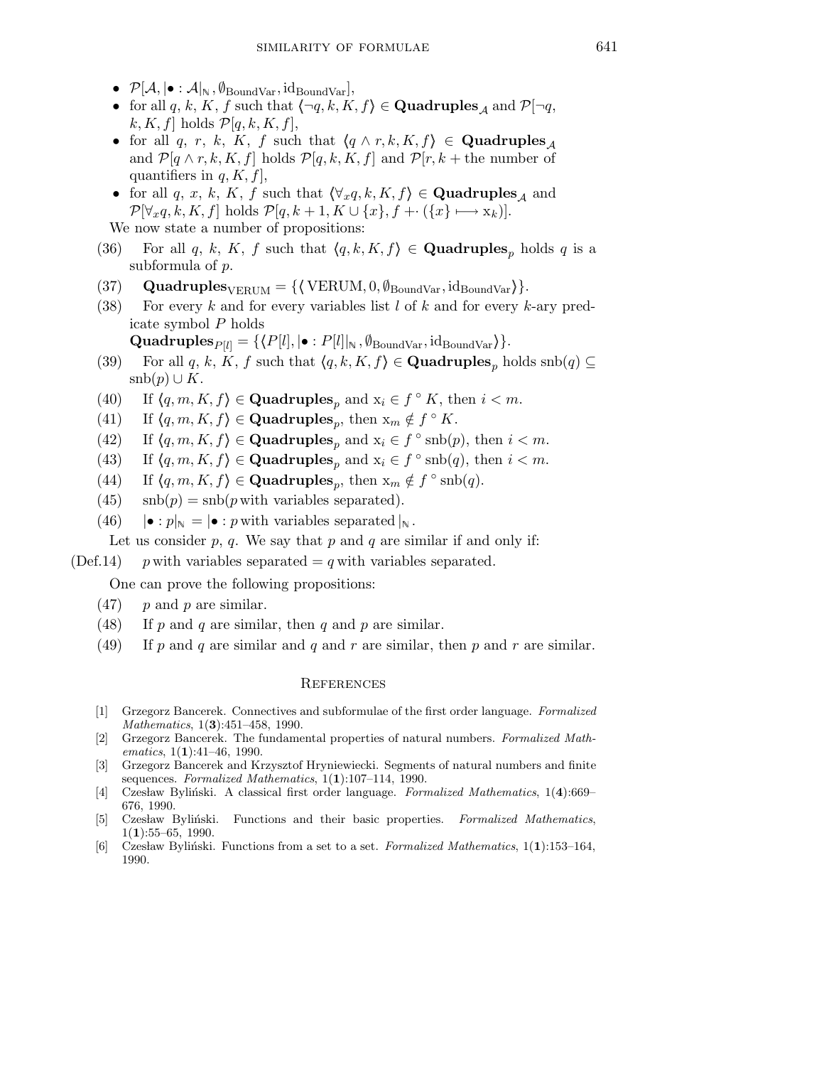- $\mathcal{P}[\mathcal{A}, |\bullet : \mathcal{A}|_{\mathbb{N}}, \emptyset_{\rm BoundVar}, {\rm id}_{\rm BoundVar}]$,
- for all $q$, $k$, $K$, $f$ such that $\langle \neg q, k, K, f \rangle \in \mathbf{Quadruples}_{\mathcal{A}}$ and $\mathcal{P}[\neg q, k, K, f]$ holds $\mathcal{P}[q, k, K, f]$,
- for all $q$, $r$, $k$, $K$, $f$ such that $\langle q \wedge r, k, K, f \rangle \in \mathbf{Quadruples}_{\mathcal{A}}$ and $\mathcal{P}[q \wedge r, k, K, f]$ holds $\mathcal{P}[q, k, K, f]$ and $\mathcal{P}[r, k +$ the number of quantifiers in $q, K, f]$,
- for all $q$, $x$, $k$, $K$, $f$ such that $\langle \forall_x q, k, K, f \rangle \in \mathbf{Quadruples}_{\mathcal{A}}$ and $\mathcal{P}[\forall_x q, k, K, f]$ holds $\mathcal{P}[q, k+1, K \cup \{x\}, f +\cdot (\{x\} \longmapsto {\rm x}_k)]$.

We now state a number of propositions:

(36) For all $q$, $k$, $K$, $f$ such that $\langle q, k, K, f \rangle \in \mathbf{Quadruples}_p$ holds $q$ is a subformula of $p$.

(37) $\mathbf{Quadruples}_{\rm VERUM} = \{\langle {\rm VERUM}, 0, \emptyset_{\rm BoundVar}, {\rm id}_{\rm BoundVar} \rangle\}$.

(38) For every $k$ and for every variables list $l$ of $k$ and for every $k$-ary predicate symbol $P$ holds $\mathbf{Quadruples}_{P[l]} = \{\langle P[l], |\bullet : P[l]|_{\mathbb{N}}, \emptyset_{\rm BoundVar}, {\rm id}_{\rm BoundVar} \rangle\}$.

(39) For all $q$, $k$, $K$, $f$ such that $\langle q, k, K, f \rangle \in \mathbf{Quadruples}_p$ holds ${\rm snb}(q) \subseteq {\rm snb}(p) \cup K$.

(40) If $\langle q, m, K, f \rangle \in \mathbf{Quadruples}_p$ and ${\rm x}_i \in f\,^\circ\, K$, then $i < m$.

(41) If $\langle q, m, K, f \rangle \in \mathbf{Quadruples}_p$, then ${\rm x}_m \notin f\,^\circ\, K$.

(42) If $\langle q, m, K, f \rangle \in \mathbf{Quadruples}_p$ and ${\rm x}_i \in f\,^\circ\, {\rm snb}(p)$, then $i < m$.

(43) If $\langle q, m, K, f \rangle \in \mathbf{Quadruples}_p$ and ${\rm x}_i \in f\,^\circ\, {\rm snb}(q)$, then $i < m$.

(44) If $\langle q, m, K, f \rangle \in \mathbf{Quadruples}_p$, then ${\rm x}_m \notin f\,^\circ\, {\rm snb}(q)$.

(45) ${\rm snb}(p) = {\rm snb}(p$ with variables separated$)$.

(46) $|\bullet : p|_{\mathbb{N}} = |\bullet : p$ with variables separated$|_{\mathbb{N}}$.

Let us consider $p$, $q$. We say that $p$ and $q$ are similar if and only if:

(Def.14) $p$ with variables separated $= q$ with variables separated.

One can prove the following propositions:

(47) $p$ and $p$ are similar.

(48) If $p$ and $q$ are similar, then $q$ and $p$ are similar.

(49) If $p$ and $q$ are similar and $q$ and $r$ are similar, then $p$ and $r$ are similar.

## References

[1] Grzegorz Bancerek. Connectives and subformulae of the first order language. *Formalized Mathematics*, 1(**3**):451–458, 1990.

[2] Grzegorz Bancerek. The fundamental properties of natural numbers. *Formalized Mathematics*, 1(**1**):41–46, 1990.

[3] Grzegorz Bancerek and Krzysztof Hryniewiecki. Segments of natural numbers and finite sequences. *Formalized Mathematics*, 1(**1**):107–114, 1990.

[4] Czesław Byliński. A classical first order language. *Formalized Mathematics*, 1(**4**):669–676, 1990.

[5] Czesław Byliński. Functions and their basic properties. *Formalized Mathematics*, 1(**1**):55–65, 1990.

[6] Czesław Byliński. Functions from a set to a set. *Formalized Mathematics*, 1(**1**):153–164, 1990.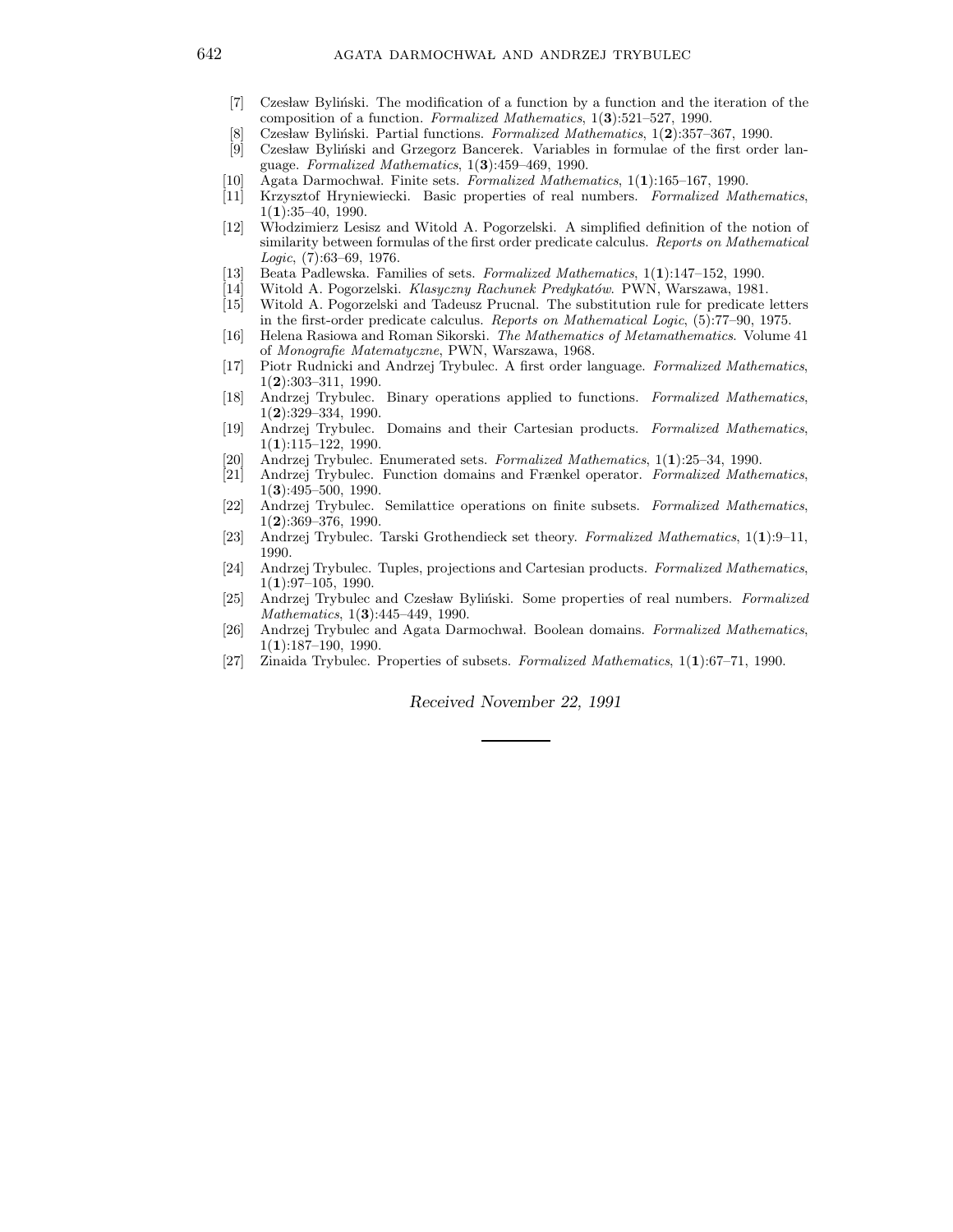[7] Czesław Byliński. The modification of a function by a function and the iteration of the composition of a function. *Formalized Mathematics*, 1(**3**):521–527, 1990.

[8] Czesław Byliński. Partial functions. *Formalized Mathematics*, 1(**2**):357–367, 1990.

[9] Czesław Byliński and Grzegorz Bancerek. Variables in formulae of the first order language. *Formalized Mathematics*, 1(**3**):459–469, 1990.

[10] Agata Darmochwał. Finite sets. *Formalized Mathematics*, 1(**1**):165–167, 1990.

[11] Krzysztof Hryniewiecki. Basic properties of real numbers. *Formalized Mathematics*, 1(**1**):35–40, 1990.

[12] Włodzimierz Lesisz and Witold A. Pogorzelski. A simplified definition of the notion of similarity between formulas of the first order predicate calculus. *Reports on Mathematical Logic*, (7):63–69, 1976.

[13] Beata Padlewska. Families of sets. *Formalized Mathematics*, 1(**1**):147–152, 1990.

[14] Witold A. Pogorzelski. *Klasyczny Rachunek Predykatów*. PWN, Warszawa, 1981.

[15] Witold A. Pogorzelski and Tadeusz Prucnal. The substitution rule for predicate letters in the first-order predicate calculus. *Reports on Mathematical Logic*, (5):77–90, 1975.

[16] Helena Rasiowa and Roman Sikorski. *The Mathematics of Metamathematics*. Volume 41 of *Monografie Matematyczne*, PWN, Warszawa, 1968.

[17] Piotr Rudnicki and Andrzej Trybulec. A first order language. *Formalized Mathematics*, 1(**2**):303–311, 1990.

[18] Andrzej Trybulec. Binary operations applied to functions. *Formalized Mathematics*, 1(**2**):329–334, 1990.

[19] Andrzej Trybulec. Domains and their Cartesian products. *Formalized Mathematics*, 1(**1**):115–122, 1990.

[20] Andrzej Trybulec. Enumerated sets. *Formalized Mathematics*, 1(**1**):25–34, 1990.

[21] Andrzej Trybulec. Function domains and Frænkel operator. *Formalized Mathematics*, 1(**3**):495–500, 1990.

[22] Andrzej Trybulec. Semilattice operations on finite subsets. *Formalized Mathematics*, 1(**2**):369–376, 1990.

[23] Andrzej Trybulec. Tarski Grothendieck set theory. *Formalized Mathematics*, 1(**1**):9–11, 1990.

[24] Andrzej Trybulec. Tuples, projections and Cartesian products. *Formalized Mathematics*, 1(**1**):97–105, 1990.

[25] Andrzej Trybulec and Czesław Byliński. Some properties of real numbers. *Formalized Mathematics*, 1(**3**):445–449, 1990.

[26] Andrzej Trybulec and Agata Darmochwał. Boolean domains. *Formalized Mathematics*, 1(**1**):187–190, 1990.

[27] Zinaida Trybulec. Properties of subsets. *Formalized Mathematics*, 1(**1**):67–71, 1990.

*Received November 22, 1991*